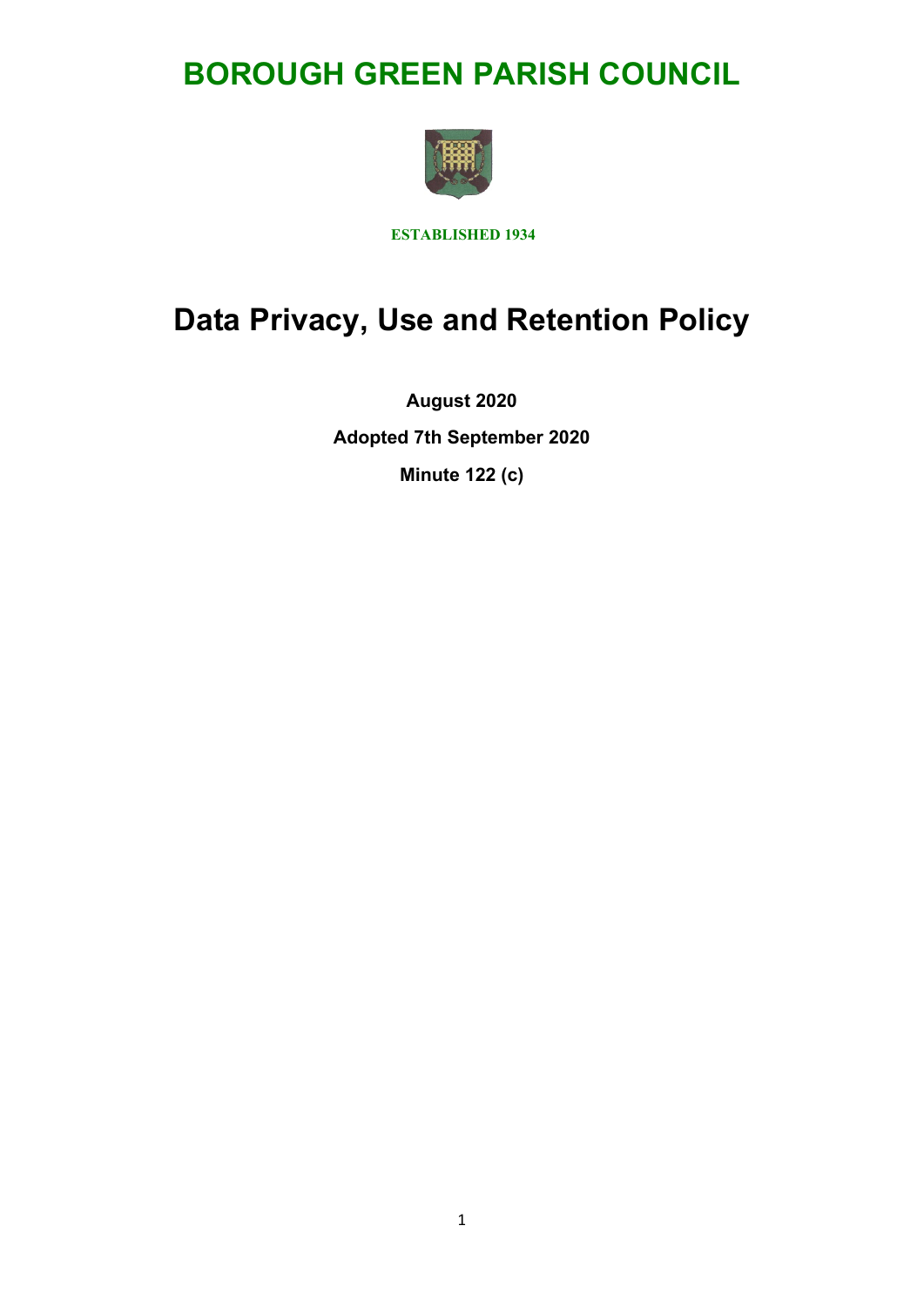# BOROUGH GREEN PARISH COUNCIL

**ESTABLISHED 1934**

# Data Privacy, Use and Retention Policy

**August 2020**

**Adopted 7th September 2020**

**Minute 122 (c)**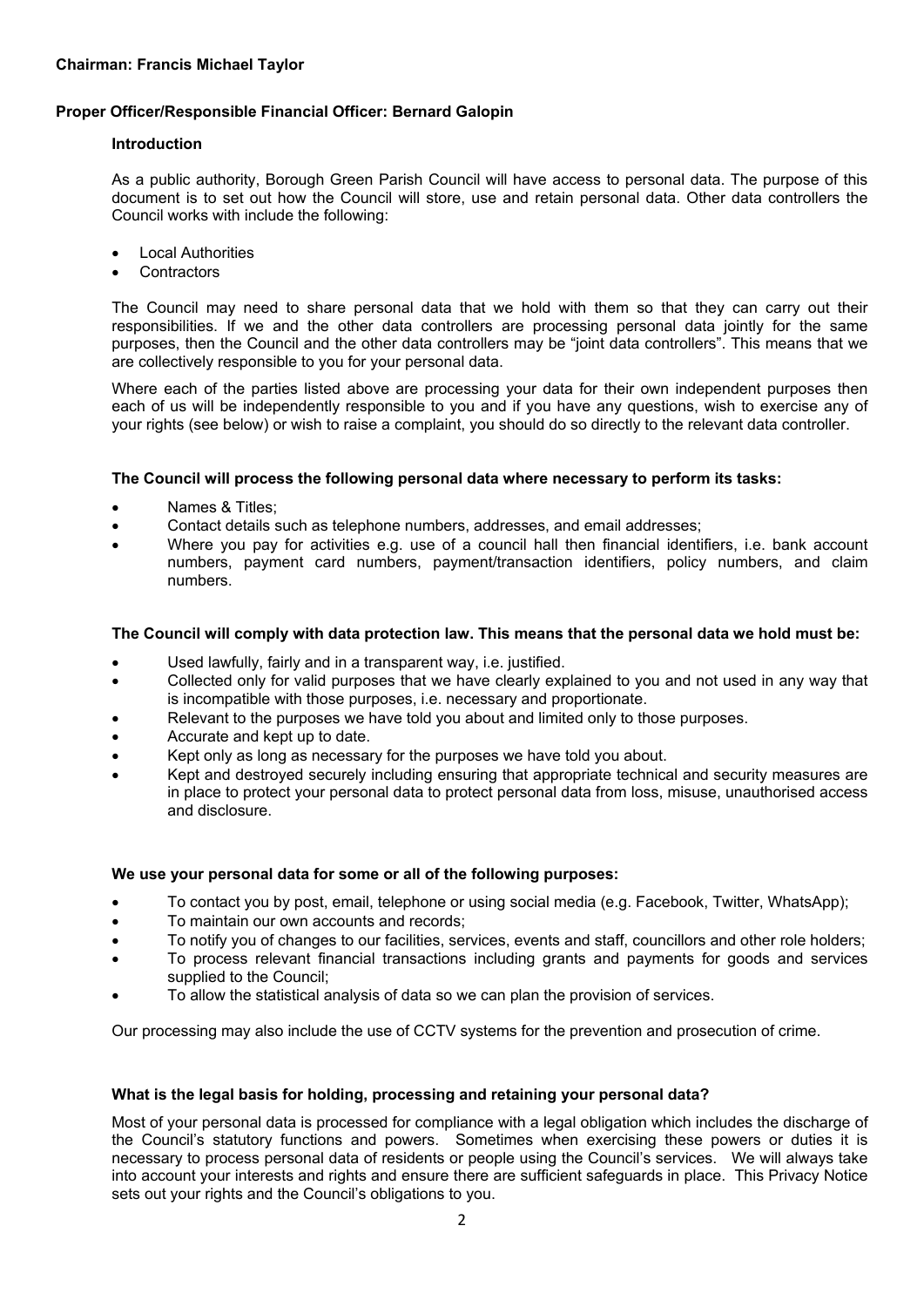**Chairman: Francis Michael Taylor**

**Proper Officer/Responsible Financial Officer: Bernard Galopin**

**Introduction**

As a public authority, Borough Green Parish Council will have access to personal data. The purpose of this document is to set out how the Council will store, use and retain personal data. Other data controllers the Council works with include the following:

- Local Authorities
- Contractors

The Council may need to share personal data that we hold with them so that they can carry out their responsibilities. If we and the other data controllers are processing personal data jointly for the same purposes, then the Council and the other data controllers may be "joint data controllers". This means that we are collectively responsible to you for your personal data.

Where each of the parties listed above are processing your data for their own independent purposes then each of us will be independently responsible to you and if you have any questions, wish to exercise any of your rights (see below) or wish to raise a complaint, you should do so directly to the relevant data controller.

**The Council will process the following personal data where necessary to perform its tasks:**

- Names & Titles;
- Contact details such as telephone numbers, addresses, and email addresses;
- Where you pay for activities e.g. use of a council hall then financial identifiers, i.e. bank account numbers, payment card numbers, payment/transaction identifiers, policy numbers, and claim numbers.

**The Council will comply with data protection law. This means that the personal data we hold must be:**

- Used lawfully, fairly and in a transparent way, i.e. justified.
- Collected only for valid purposes that we have clearly explained to you and not used in any way that is incompatible with those purposes, i.e. necessary and proportionate.
- Relevant to the purposes we have told you about and limited only to those purposes.
- Accurate and kept up to date.
- Kept only as long as necessary for the purposes we have told you about.
- Kept and destroyed securely including ensuring that appropriate technical and security measures are in place to protect your personal data to protect personal data from loss, misuse, unauthorised access and disclosure.

**We use your personal data for some or all of the following purposes:**

- To contact you by post, email, telephone or using social media (e.g. Facebook, Twitter, WhatsApp);
- To maintain our own accounts and records;
- To notify you of changes to our facilities, services, events and staff, councillors and other role holders;
- To process relevant financial transactions including grants and payments for goods and services supplied to the Council;
- To allow the statistical analysis of data so we can plan the provision of services.

Our processing may also include the use of CCTV systems for the prevention and prosecution of crime.

**What is the legal basis for holding, processing and retaining your personal data?**

Most of your personal data is processed for compliance with a legal obligation which includes the discharge of the Council's statutory functions and powers. Sometimes when exercising these powers or duties it is necessary to process personal data of residents or people using the Council's services. We will always take into account your interests and rights and ensure there are sufficient safeguards in place. This Privacy Notice sets out your rights and the Council's obligations to you.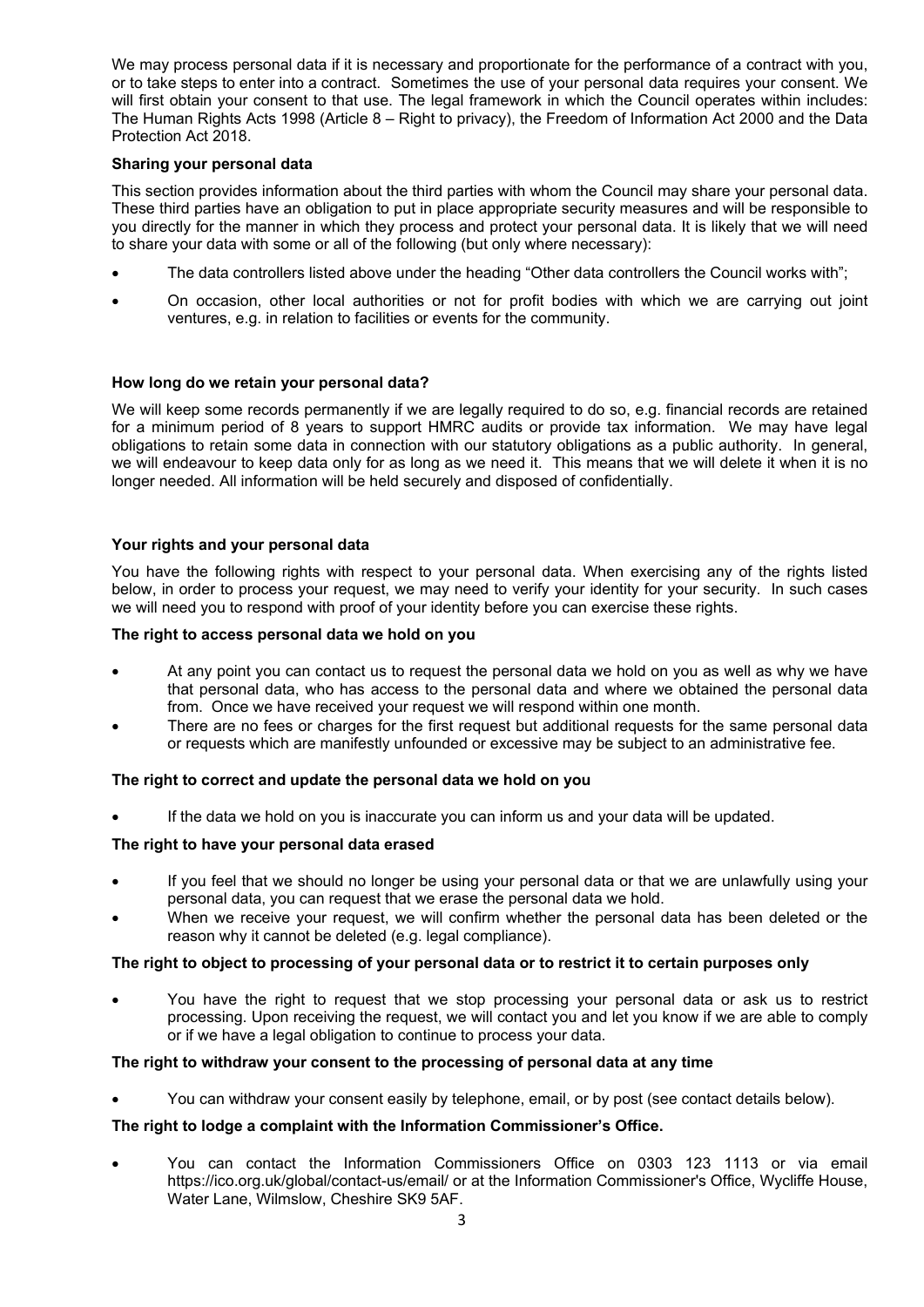We may process personal data if it is necessary and proportionate for the performance of a contract with you, or to take steps to enter into a contract. Sometimes the use of your personal data requires your consent. We will first obtain your consent to that use. The legal framework in which the Council operates within includes: The Human Rights Acts 1998 (Article 8 – Right to privacy), the Freedom of Information Act 2000 and the Data Protection Act 2018.

**Sharing your personal data**

This section provides information about the third parties with whom the Council may share your personal data. These third parties have an obligation to put in place appropriate security measures and will be responsible to you directly for the manner in which they process and protect your personal data. It is likely that we will need to share your data with some or all of the following (but only where necessary):

- The data controllers listed above under the heading "Other data controllers the Council works with";
- On occasion, other local authorities or not for profit bodies with which we are carrying out joint ventures, e.g. in relation to facilities or events for the community.

**How long do we retain your personal data?**

We will keep some records permanently if we are legally required to do so, e.g. financial records are retained for a minimum period of 8 years to support HMRC audits or provide tax information. We may have legal obligations to retain some data in connection with our statutory obligations as a public authority. In general, we will endeavour to keep data only for as long as we need it. This means that we will delete it when it is no longer needed. All information will be held securely and disposed of confidentially.

**Your rights and your personal data**

You have the following rights with respect to your personal data. When exercising any of the rights listed below, in order to process your request, we may need to verify your identity for your security. In such cases we will need you to respond with proof of your identity before you can exercise these rights.

**The right to access personal data we hold on you**

- At any point you can contact us to request the personal data we hold on you as well as why we have that personal data, who has access to the personal data and where we obtained the personal data from. Once we have received your request we will respond within one month.
- There are no fees or charges for the first request but additional requests for the same personal data or requests which are manifestly unfounded or excessive may be subject to an administrative fee.

**The right to correct and update the personal data we hold on you**

- If the data we hold on you is inaccurate you can inform us and your data will be updated.

**The right to have your personal data erased**

- If you feel that we should no longer be using your personal data or that we are unlawfully using your personal data, you can request that we erase the personal data we hold.
- When we receive your request, we will confirm whether the personal data has been deleted or the reason why it cannot be deleted (e.g. legal compliance).

**The right to object to processing of your personal data or to restrict it to certain purposes only**

- You have the right to request that we stop processing your personal data or ask us to restrict processing. Upon receiving the request, we will contact you and let you know if we are able to comply or if we have a legal obligation to continue to process your data.

**The right to withdraw your consent to the processing of personal data at any time**

- You can withdraw your consent easily by telephone, email, or by post (see contact details below).

**The right to lodge a complaint with the Information Commissioner's Office.**

- You can contact the Information Commissioners Office on 0303 123 1113 or via email https://ico.org.uk/global/contact-us/email/ or at the Information Commissioner's Office, Wycliffe House, Water Lane, Wilmslow, Cheshire SK9 5AF.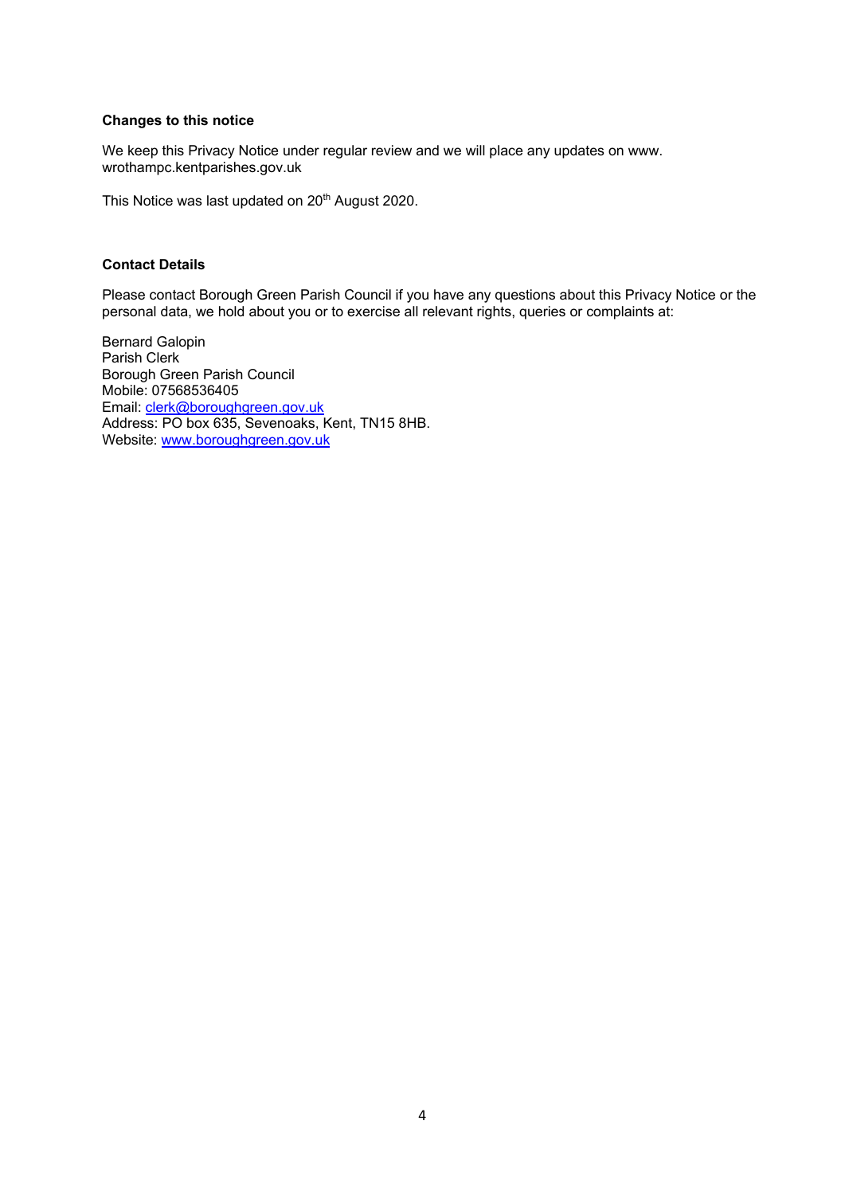**Changes to this notice**

We keep this Privacy Notice under regular review and we will place any updates on www. wrothampc.kentparishes.gov.uk

This Notice was last updated on 20th August 2020.

**Contact Details**

Please contact Borough Green Parish Council if you have any questions about this Privacy Notice or the personal data, we hold about you or to exercise all relevant rights, queries or complaints at:

Bernard Galopin
Parish Clerk
Borough Green Parish Council
Mobile: 07568536405
Email: clerk@boroughgreen.gov.uk
Address: PO box 635, Sevenoaks, Kent, TN15 8HB.
Website: www.boroughgreen.gov.uk